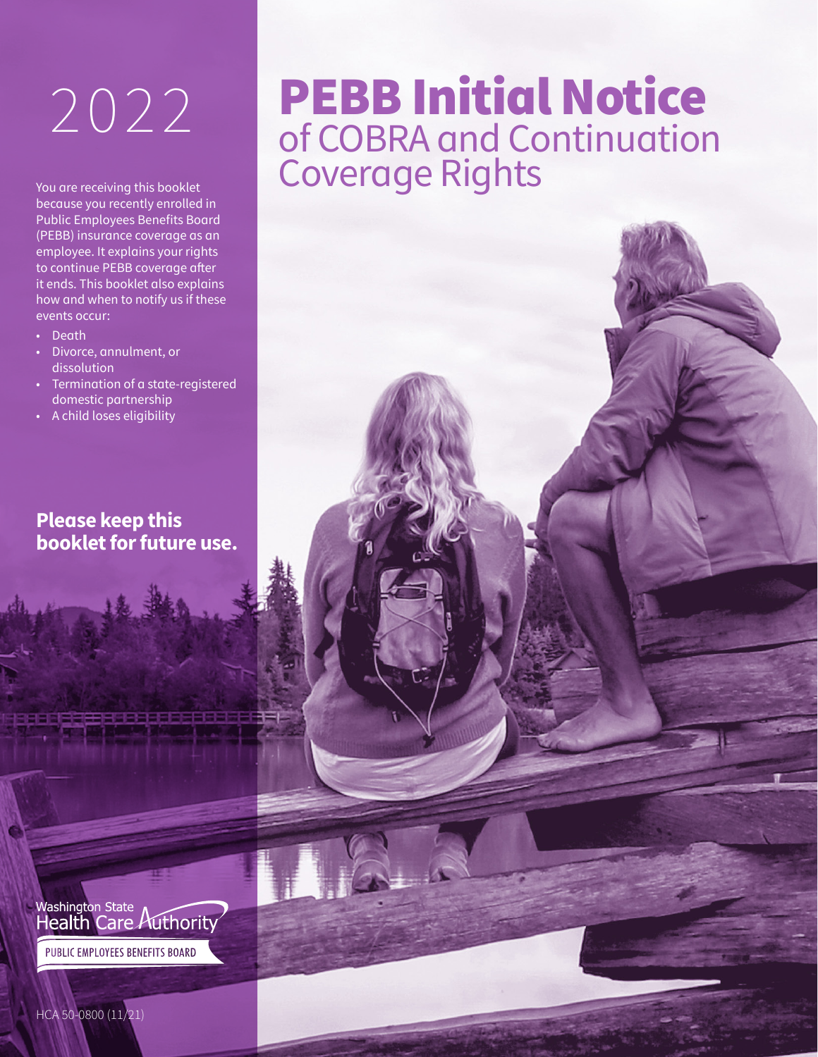# 2022 PEBB Initial Notice of COBRA and Continuation Coverage Rights

You are receiving this booklet because you recently enrolled in Public Employees Benefits Board (PEBB) insurance coverage as an employee. It explains your rights to continue PEBB coverage after it ends. This booklet also explains how and when to notify us if these events occur:

- Death
- Divorce, annulment, or dissolution
- Termination of a state-registered domestic partnership
- A child loses eligibility

**Please keep this booklet for future use.**

Washington State Health Care Authority

PUBLIC EMPLOYEES BENEFITS BOARD

HCA 50-0800 (11/21)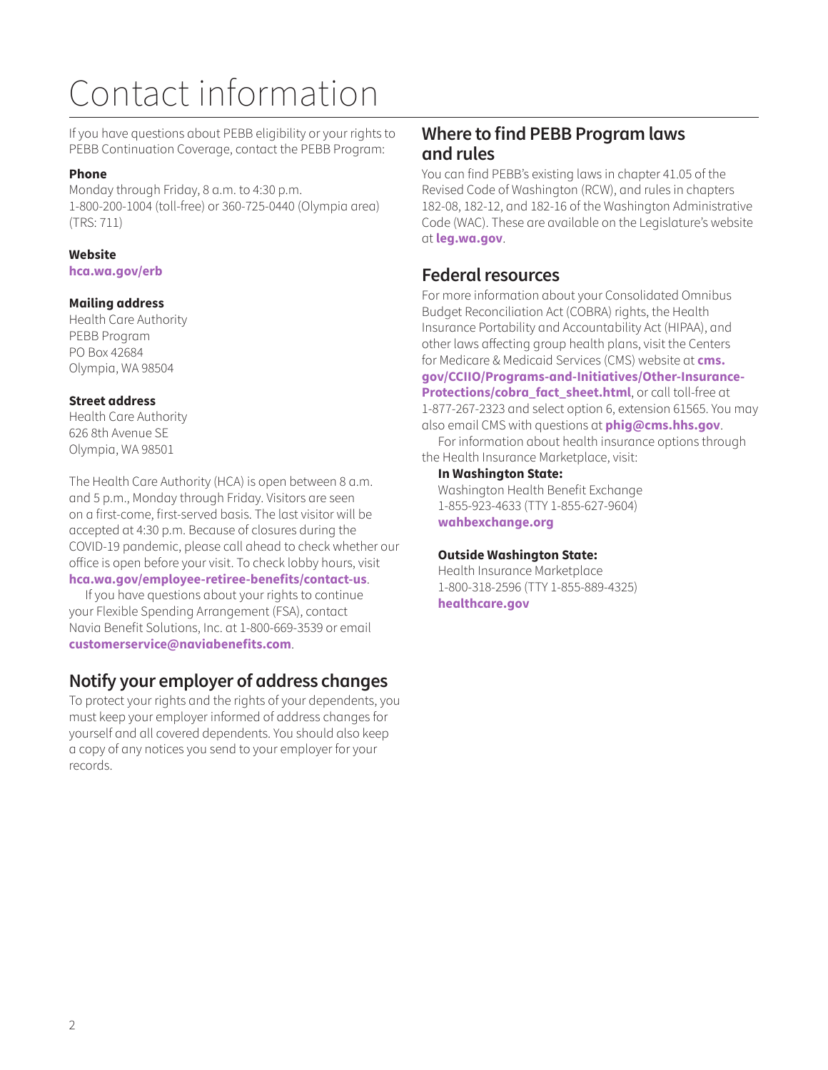# Contact information

If you have questions about PEBB eligibility or your rights to PEBB Continuation Coverage, contact the PEBB Program:

**Phone**
Monday through Friday, 8 a.m. to 4:30 p.m.
1-800-200-1004 (toll-free) or 360-725-0440 (Olympia area)
(TRS: 711)

**Website**
**hca.wa.gov/erb**

**Mailing address**
Health Care Authority
PEBB Program
PO Box 42684
Olympia, WA 98504

**Street address**
Health Care Authority
626 8th Avenue SE
Olympia, WA 98501

The Health Care Authority (HCA) is open between 8 a.m. and 5 p.m., Monday through Friday. Visitors are seen on a first-come, first-served basis. The last visitor will be accepted at 4:30 p.m. Because of closures during the COVID-19 pandemic, please call ahead to check whether our office is open before your visit. To check lobby hours, visit **hca.wa.gov/employee-retiree-benefits/contact-us**.

If you have questions about your rights to continue your Flexible Spending Arrangement (FSA), contact Navia Benefit Solutions, Inc. at 1-800-669-3539 or email **customerservice@naviabenefits.com**.

## Notify your employer of address changes

To protect your rights and the rights of your dependents, you must keep your employer informed of address changes for yourself and all covered dependents. You should also keep a copy of any notices you send to your employer for your records.

## Where to find PEBB Program laws and rules

You can find PEBB's existing laws in chapter 41.05 of the Revised Code of Washington (RCW), and rules in chapters 182-08, 182-12, and 182-16 of the Washington Administrative Code (WAC). These are available on the Legislature's website at **leg.wa.gov**.

## Federal resources

For more information about your Consolidated Omnibus Budget Reconciliation Act (COBRA) rights, the Health Insurance Portability and Accountability Act (HIPAA), and other laws affecting group health plans, visit the Centers for Medicare & Medicaid Services (CMS) website at **cms.gov/CCIIO/Programs-and-Initiatives/Other-Insurance-Protections/cobra_fact_sheet.html**, or call toll-free at 1-877-267-2323 and select option 6, extension 61565. You may also email CMS with questions at **phig@cms.hhs.gov**.

For information about health insurance options through the Health Insurance Marketplace, visit:

**In Washington State:**
Washington Health Benefit Exchange
1-855-923-4633 (TTY 1-855-627-9604)
**wahbexchange.org**

**Outside Washington State:**
Health Insurance Marketplace
1-800-318-2596 (TTY 1-855-889-4325)
**healthcare.gov**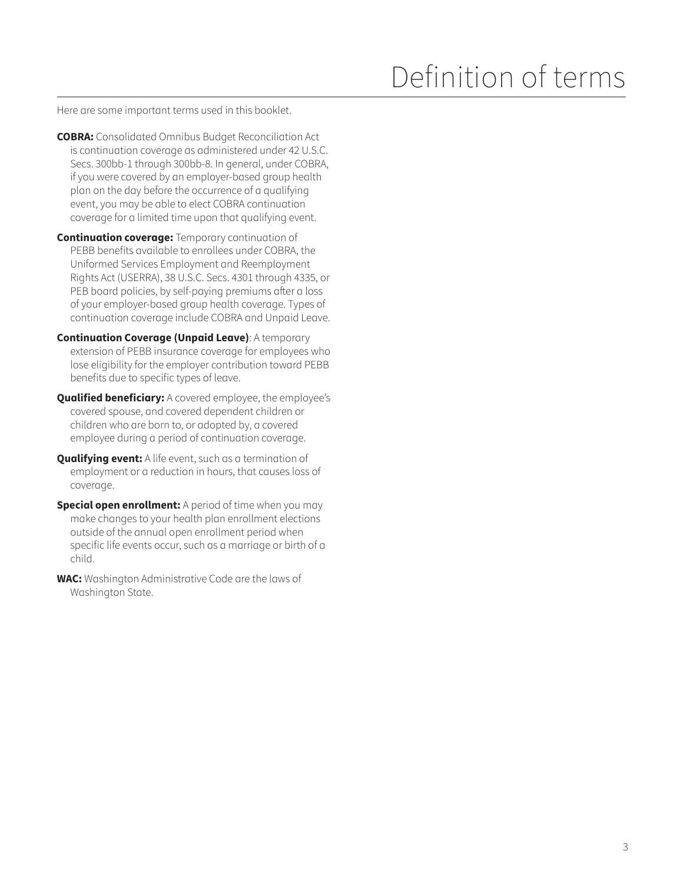# Definition of terms

Here are some important terms used in this booklet.

**COBRA:** Consolidated Omnibus Budget Reconciliation Act is continuation coverage as administered under 42 U.S.C. Secs. 300bb-1 through 300bb-8. In general, under COBRA, if you were covered by an employer-based group health plan on the day before the occurrence of a qualifying event, you may be able to elect COBRA continuation coverage for a limited time upon that qualifying event.

**Continuation coverage:** Temporary continuation of PEBB benefits available to enrollees under COBRA, the Uniformed Services Employment and Reemployment Rights Act (USERRA), 38 U.S.C. Secs. 4301 through 4335, or PEB board policies, by self-paying premiums after a loss of your employer-based group health coverage. Types of continuation coverage include COBRA and Unpaid Leave.

**Continuation Coverage (Unpaid Leave)**: A temporary extension of PEBB insurance coverage for employees who lose eligibility for the employer contribution toward PEBB benefits due to specific types of leave.

**Qualified beneficiary:** A covered employee, the employee's covered spouse, and covered dependent children or children who are born to, or adopted by, a covered employee during a period of continuation coverage.

**Qualifying event:** A life event, such as a termination of employment or a reduction in hours, that causes loss of coverage.

**Special open enrollment:** A period of time when you may make changes to your health plan enrollment elections outside of the annual open enrollment period when specific life events occur, such as a marriage or birth of a child.

**WAC:** Washington Administrative Code are the laws of Washington State.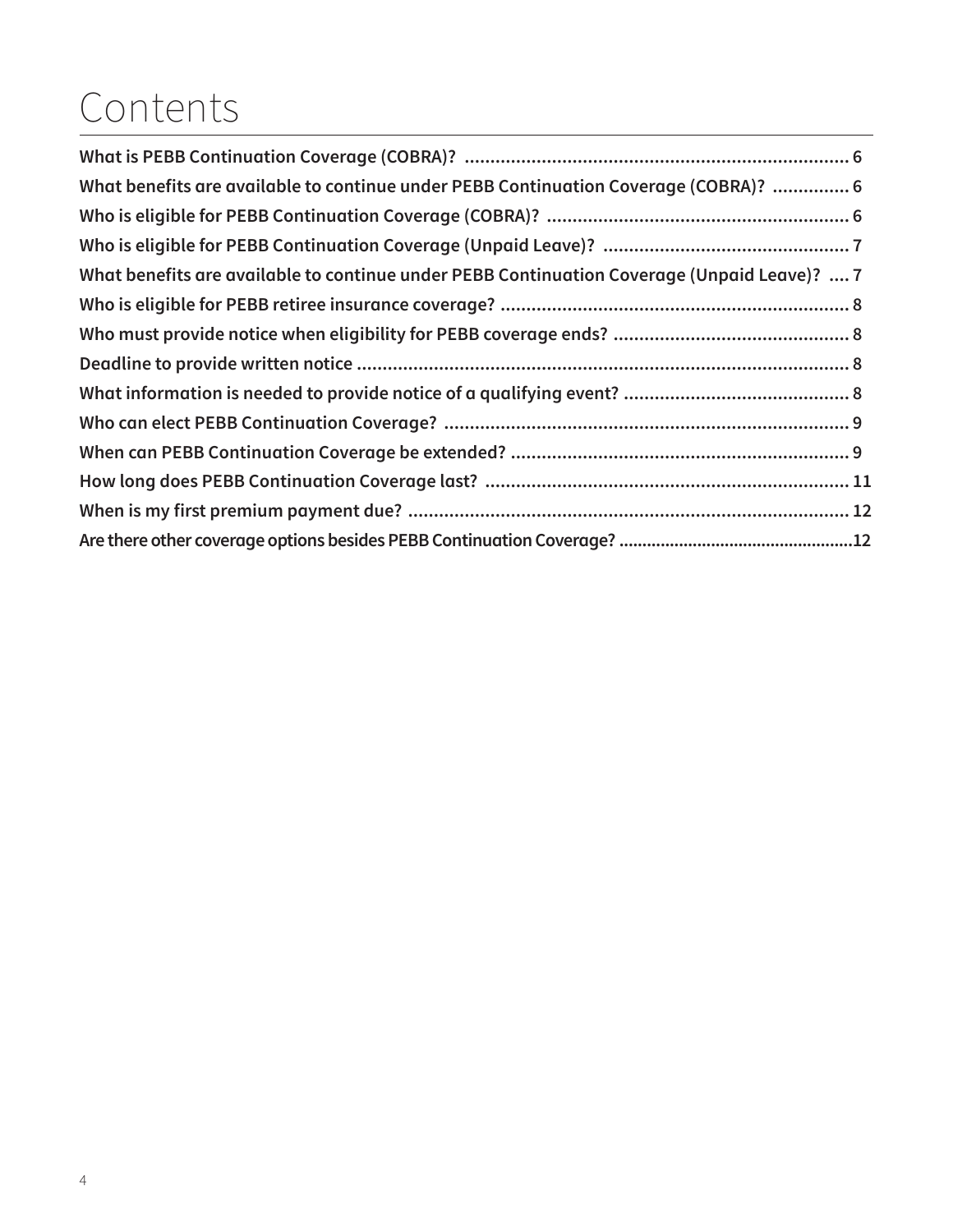# Contents

**What is PEBB Continuation Coverage (COBRA)?** .......... 6

**What benefits are available to continue under PEBB Continuation Coverage (COBRA)?** .......... 6

**Who is eligible for PEBB Continuation Coverage (COBRA)?** .......... 6

**Who is eligible for PEBB Continuation Coverage (Unpaid Leave)?** .......... 7

**What benefits are available to continue under PEBB Continuation Coverage (Unpaid Leave)?** .... 7

**Who is eligible for PEBB retiree insurance coverage?** .......... 8

**Who must provide notice when eligibility for PEBB coverage ends?** .......... 8

**Deadline to provide written notice** .......... 8

**What information is needed to provide notice of a qualifying event?** .......... 8

**Who can elect PEBB Continuation Coverage?** .......... 9

**When can PEBB Continuation Coverage be extended?** .......... 9

**How long does PEBB Continuation Coverage last?** .......... 11

**When is my first premium payment due?** .......... 12

**Are there other coverage options besides PEBB Continuation Coverage?** .......... 12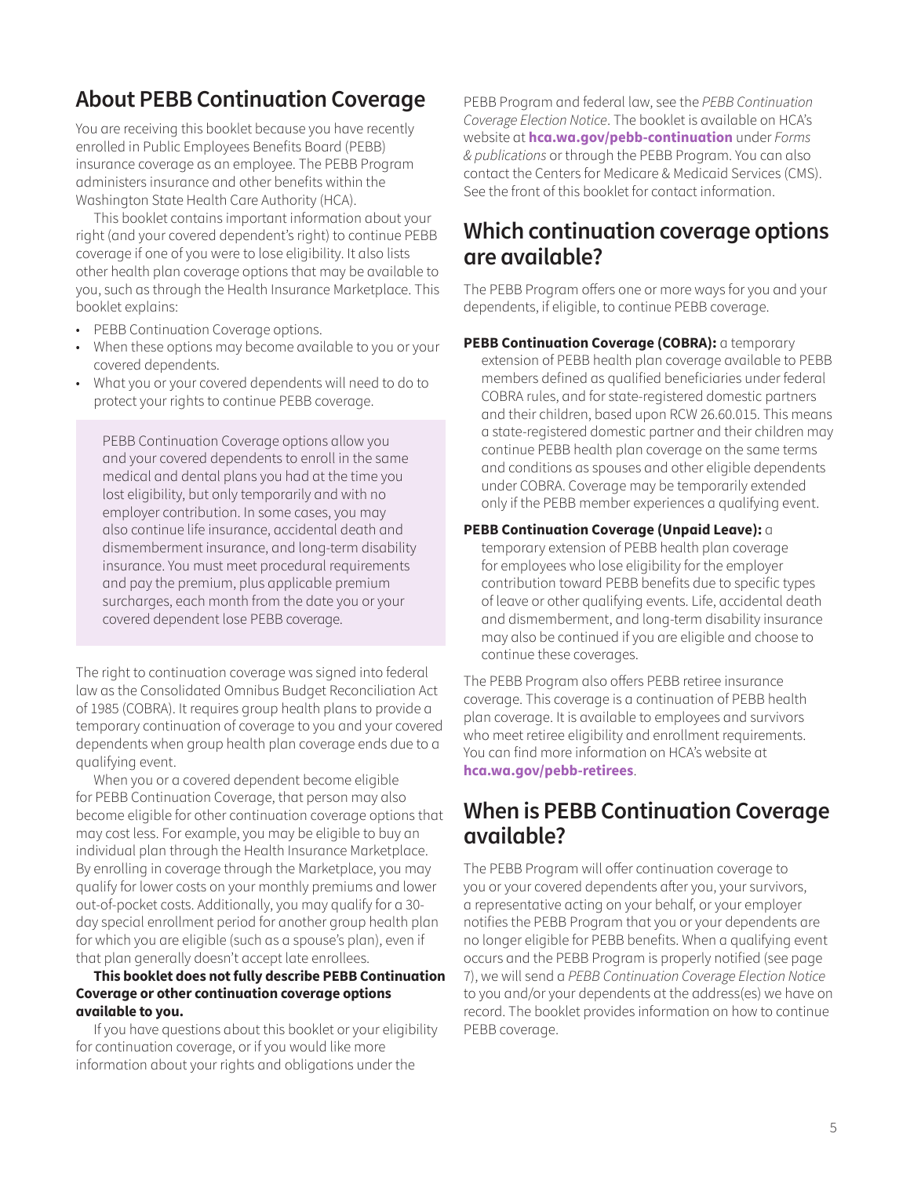## About PEBB Continuation Coverage

You are receiving this booklet because you have recently enrolled in Public Employees Benefits Board (PEBB) insurance coverage as an employee. The PEBB Program administers insurance and other benefits within the Washington State Health Care Authority (HCA).

This booklet contains important information about your right (and your covered dependent's right) to continue PEBB coverage if one of you were to lose eligibility. It also lists other health plan coverage options that may be available to you, such as through the Health Insurance Marketplace. This booklet explains:

- PEBB Continuation Coverage options.
- When these options may become available to you or your covered dependents.
- What you or your covered dependents will need to do to protect your rights to continue PEBB coverage.

> PEBB Continuation Coverage options allow you and your covered dependents to enroll in the same medical and dental plans you had at the time you lost eligibility, but only temporarily and with no employer contribution. In some cases, you may also continue life insurance, accidental death and dismemberment insurance, and long-term disability insurance. You must meet procedural requirements and pay the premium, plus applicable premium surcharges, each month from the date you or your covered dependent lose PEBB coverage.

The right to continuation coverage was signed into federal law as the Consolidated Omnibus Budget Reconciliation Act of 1985 (COBRA). It requires group health plans to provide a temporary continuation of coverage to you and your covered dependents when group health plan coverage ends due to a qualifying event.

When you or a covered dependent become eligible for PEBB Continuation Coverage, that person may also become eligible for other continuation coverage options that may cost less. For example, you may be eligible to buy an individual plan through the Health Insurance Marketplace. By enrolling in coverage through the Marketplace, you may qualify for lower costs on your monthly premiums and lower out-of-pocket costs. Additionally, you may qualify for a 30-day special enrollment period for another group health plan for which you are eligible (such as a spouse's plan), even if that plan generally doesn't accept late enrollees.

**This booklet does not fully describe PEBB Continuation Coverage or other continuation coverage options available to you.**

If you have questions about this booklet or your eligibility for continuation coverage, or if you would like more information about your rights and obligations under the PEBB Program and federal law, see the *PEBB Continuation Coverage Election Notice*. The booklet is available on HCA's website at **hca.wa.gov/pebb-continuation** under *Forms & publications* or through the PEBB Program. You can also contact the Centers for Medicare & Medicaid Services (CMS). See the front of this booklet for contact information.

## Which continuation coverage options are available?

The PEBB Program offers one or more ways for you and your dependents, if eligible, to continue PEBB coverage.

**PEBB Continuation Coverage (COBRA):** a temporary extension of PEBB health plan coverage available to PEBB members defined as qualified beneficiaries under federal COBRA rules, and for state-registered domestic partners and their children, based upon RCW 26.60.015. This means a state-registered domestic partner and their children may continue PEBB health plan coverage on the same terms and conditions as spouses and other eligible dependents under COBRA. Coverage may be temporarily extended only if the PEBB member experiences a qualifying event.

**PEBB Continuation Coverage (Unpaid Leave):** a temporary extension of PEBB health plan coverage for employees who lose eligibility for the employer contribution toward PEBB benefits due to specific types of leave or other qualifying events. Life, accidental death and dismemberment, and long-term disability insurance may also be continued if you are eligible and choose to continue these coverages.

The PEBB Program also offers PEBB retiree insurance coverage. This coverage is a continuation of PEBB health plan coverage. It is available to employees and survivors who meet retiree eligibility and enrollment requirements. You can find more information on HCA's website at **hca.wa.gov/pebb-retirees**.

## When is PEBB Continuation Coverage available?

The PEBB Program will offer continuation coverage to you or your covered dependents after you, your survivors, a representative acting on your behalf, or your employer notifies the PEBB Program that you or your dependents are no longer eligible for PEBB benefits. When a qualifying event occurs and the PEBB Program is properly notified (see page 7), we will send a *PEBB Continuation Coverage Election Notice* to you and/or your dependents at the address(es) we have on record. The booklet provides information on how to continue PEBB coverage.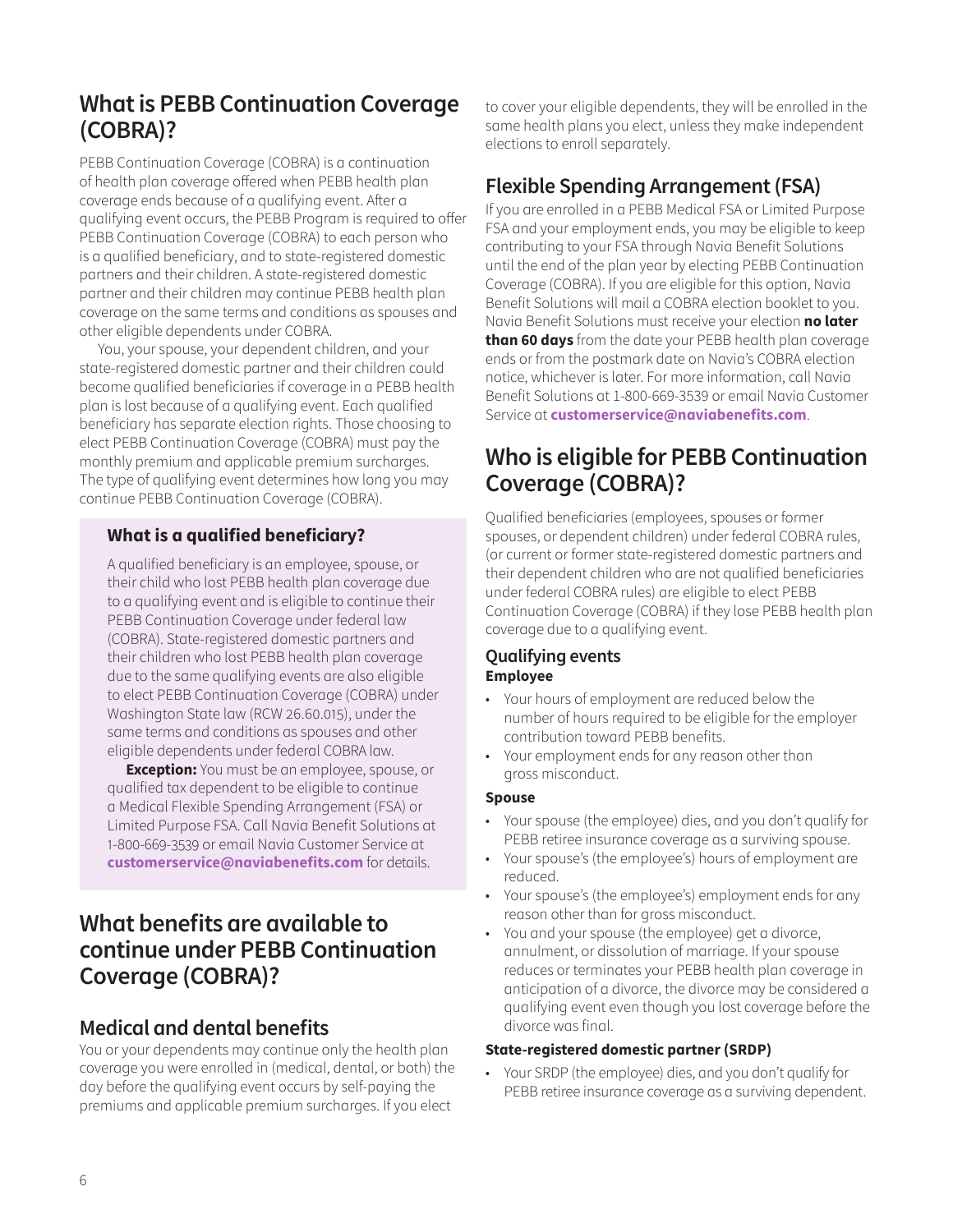## What is PEBB Continuation Coverage (COBRA)?

PEBB Continuation Coverage (COBRA) is a continuation of health plan coverage offered when PEBB health plan coverage ends because of a qualifying event. After a qualifying event occurs, the PEBB Program is required to offer PEBB Continuation Coverage (COBRA) to each person who is a qualified beneficiary, and to state-registered domestic partners and their children. A state-registered domestic partner and their children may continue PEBB health plan coverage on the same terms and conditions as spouses and other eligible dependents under COBRA.

You, your spouse, your dependent children, and your state-registered domestic partner and their children could become qualified beneficiaries if coverage in a PEBB health plan is lost because of a qualifying event. Each qualified beneficiary has separate election rights. Those choosing to elect PEBB Continuation Coverage (COBRA) must pay the monthly premium and applicable premium surcharges. The type of qualifying event determines how long you may continue PEBB Continuation Coverage (COBRA).

### What is a qualified beneficiary?

A qualified beneficiary is an employee, spouse, or their child who lost PEBB health plan coverage due to a qualifying event and is eligible to continue their PEBB Continuation Coverage under federal law (COBRA). State-registered domestic partners and their children who lost PEBB health plan coverage due to the same qualifying events are also eligible to elect PEBB Continuation Coverage (COBRA) under Washington State law (RCW 26.60.015), under the same terms and conditions as spouses and other eligible dependents under federal COBRA law.

**Exception:** You must be an employee, spouse, or qualified tax dependent to be eligible to continue a Medical Flexible Spending Arrangement (FSA) or Limited Purpose FSA. Call Navia Benefit Solutions at 1-800-669-3539 or email Navia Customer Service at **customerservice@naviabenefits.com** for details.

## What benefits are available to continue under PEBB Continuation Coverage (COBRA)?

### Medical and dental benefits

You or your dependents may continue only the health plan coverage you were enrolled in (medical, dental, or both) the day before the qualifying event occurs by self-paying the premiums and applicable premium surcharges. If you elect to cover your eligible dependents, they will be enrolled in the same health plans you elect, unless they make independent elections to enroll separately.

### Flexible Spending Arrangement (FSA)

If you are enrolled in a PEBB Medical FSA or Limited Purpose FSA and your employment ends, you may be eligible to keep contributing to your FSA through Navia Benefit Solutions until the end of the plan year by electing PEBB Continuation Coverage (COBRA). If you are eligible for this option, Navia Benefit Solutions will mail a COBRA election booklet to you. Navia Benefit Solutions must receive your election **no later than 60 days** from the date your PEBB health plan coverage ends or from the postmark date on Navia's COBRA election notice, whichever is later. For more information, call Navia Benefit Solutions at 1-800-669-3539 or email Navia Customer Service at **customerservice@naviabenefits.com**.

## Who is eligible for PEBB Continuation Coverage (COBRA)?

Qualified beneficiaries (employees, spouses or former spouses, or dependent children) under federal COBRA rules, (or current or former state-registered domestic partners and their dependent children who are not qualified beneficiaries under federal COBRA rules) are eligible to elect PEBB Continuation Coverage (COBRA) if they lose PEBB health plan coverage due to a qualifying event.

### Qualifying events

**Employee**

- Your hours of employment are reduced below the number of hours required to be eligible for the employer contribution toward PEBB benefits.
- Your employment ends for any reason other than gross misconduct.

**Spouse**

- Your spouse (the employee) dies, and you don't qualify for PEBB retiree insurance coverage as a surviving spouse.
- Your spouse's (the employee's) hours of employment are reduced.
- Your spouse's (the employee's) employment ends for any reason other than for gross misconduct.
- You and your spouse (the employee) get a divorce, annulment, or dissolution of marriage. If your spouse reduces or terminates your PEBB health plan coverage in anticipation of a divorce, the divorce may be considered a qualifying event even though you lost coverage before the divorce was final.

**State-registered domestic partner (SRDP)**

- Your SRDP (the employee) dies, and you don't qualify for PEBB retiree insurance coverage as a surviving dependent.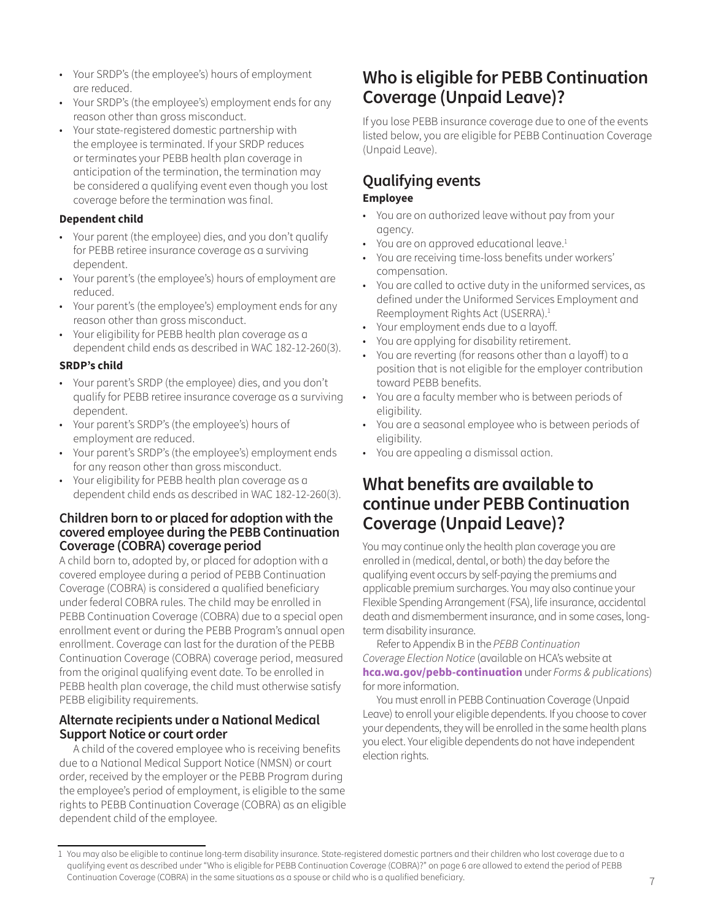- Your SRDP's (the employee's) hours of employment are reduced.
- Your SRDP's (the employee's) employment ends for any reason other than gross misconduct.
- Your state-registered domestic partnership with the employee is terminated. If your SRDP reduces or terminates your PEBB health plan coverage in anticipation of the termination, the termination may be considered a qualifying event even though you lost coverage before the termination was final.

**Dependent child**

- Your parent (the employee) dies, and you don't qualify for PEBB retiree insurance coverage as a surviving dependent.
- Your parent's (the employee's) hours of employment are reduced.
- Your parent's (the employee's) employment ends for any reason other than gross misconduct.
- Your eligibility for PEBB health plan coverage as a dependent child ends as described in WAC 182-12-260(3).

**SRDP's child**

- Your parent's SRDP (the employee) dies, and you don't qualify for PEBB retiree insurance coverage as a surviving dependent.
- Your parent's SRDP's (the employee's) hours of employment are reduced.
- Your parent's SRDP's (the employee's) employment ends for any reason other than gross misconduct.
- Your eligibility for PEBB health plan coverage as a dependent child ends as described in WAC 182-12-260(3).

### Children born to or placed for adoption with the covered employee during the PEBB Continuation Coverage (COBRA) coverage period

A child born to, adopted by, or placed for adoption with a covered employee during a period of PEBB Continuation Coverage (COBRA) is considered a qualified beneficiary under federal COBRA rules. The child may be enrolled in PEBB Continuation Coverage (COBRA) due to a special open enrollment event or during the PEBB Program's annual open enrollment. Coverage can last for the duration of the PEBB Continuation Coverage (COBRA) coverage period, measured from the original qualifying event date. To be enrolled in PEBB health plan coverage, the child must otherwise satisfy PEBB eligibility requirements.

### Alternate recipients under a National Medical Support Notice or court order

A child of the covered employee who is receiving benefits due to a National Medical Support Notice (NMSN) or court order, received by the employer or the PEBB Program during the employee's period of employment, is eligible to the same rights to PEBB Continuation Coverage (COBRA) as an eligible dependent child of the employee.

## Who is eligible for PEBB Continuation Coverage (Unpaid Leave)?

If you lose PEBB insurance coverage due to one of the events listed below, you are eligible for PEBB Continuation Coverage (Unpaid Leave).

### Qualifying events

**Employee**

- You are on authorized leave without pay from your agency.
- You are on approved educational leave.[1]
- You are receiving time-loss benefits under workers' compensation.
- You are called to active duty in the uniformed services, as defined under the Uniformed Services Employment and Reemployment Rights Act (USERRA).[1]
- Your employment ends due to a layoff.
- You are applying for disability retirement.
- You are reverting (for reasons other than a layoff) to a position that is not eligible for the employer contribution toward PEBB benefits.
- You are a faculty member who is between periods of eligibility.
- You are a seasonal employee who is between periods of eligibility.
- You are appealing a dismissal action.

## What benefits are available to continue under PEBB Continuation Coverage (Unpaid Leave)?

You may continue only the health plan coverage you are enrolled in (medical, dental, or both) the day before the qualifying event occurs by self-paying the premiums and applicable premium surcharges. You may also continue your Flexible Spending Arrangement (FSA), life insurance, accidental death and dismemberment insurance, and in some cases, long-term disability insurance.

Refer to Appendix B in the *PEBB Continuation Coverage Election Notice* (available on HCA's website at **hca.wa.gov/pebb-continuation** under *Forms & publications*) for more information.

You must enroll in PEBB Continuation Coverage (Unpaid Leave) to enroll your eligible dependents. If you choose to cover your dependents, they will be enrolled in the same health plans you elect. Your eligible dependents do not have independent election rights.

1 You may also be eligible to continue long-term disability insurance. State-registered domestic partners and their children who lost coverage due to a qualifying event as described under "Who is eligible for PEBB Continuation Coverage (COBRA)?" on page 6 are allowed to extend the period of PEBB Continuation Coverage (COBRA) in the same situations as a spouse or child who is a qualified beneficiary.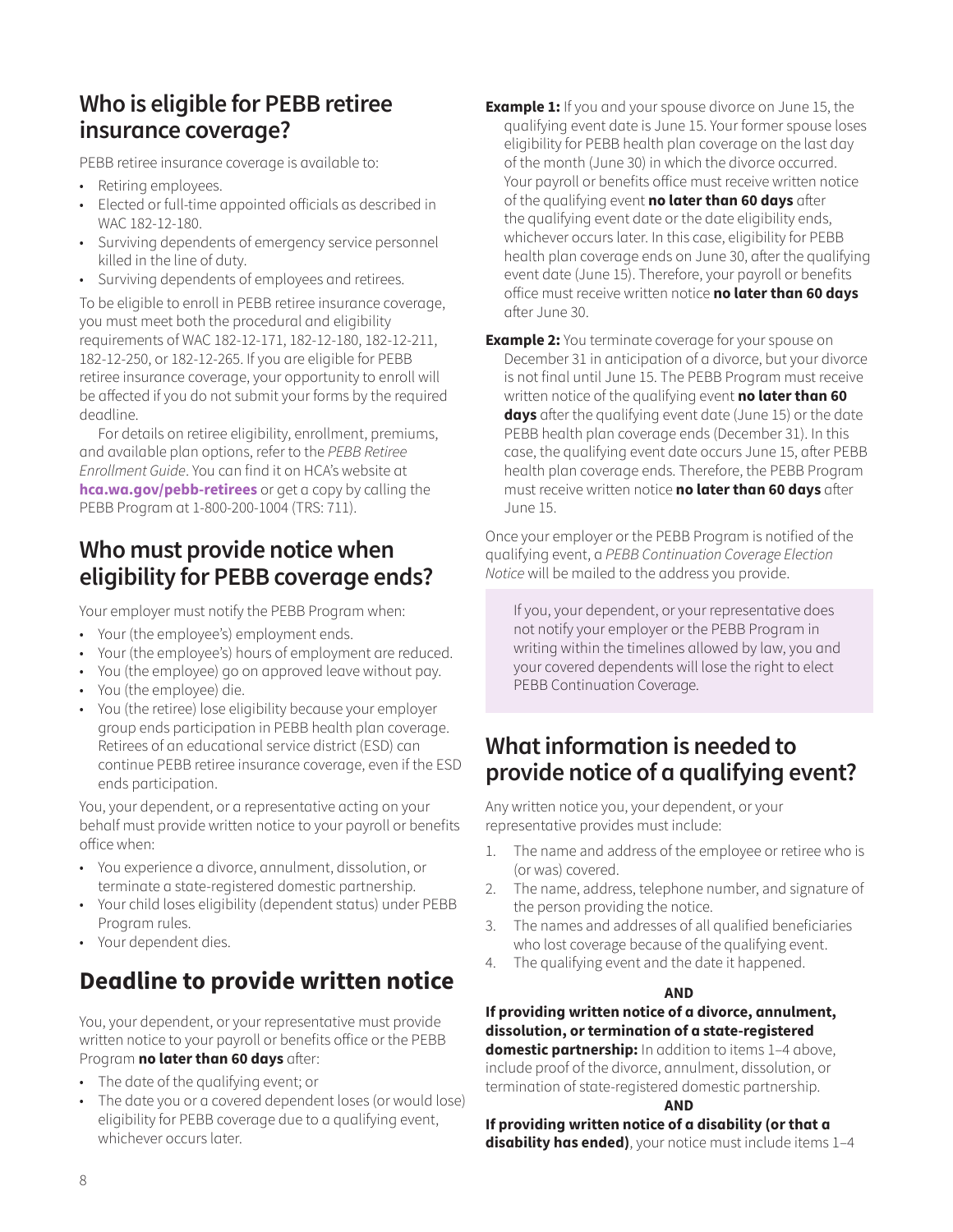## Who is eligible for PEBB retiree insurance coverage?

PEBB retiree insurance coverage is available to:

- Retiring employees.
- Elected or full-time appointed officials as described in WAC 182-12-180.
- Surviving dependents of emergency service personnel killed in the line of duty.
- Surviving dependents of employees and retirees.

To be eligible to enroll in PEBB retiree insurance coverage, you must meet both the procedural and eligibility requirements of WAC 182-12-171, 182-12-180, 182-12-211, 182-12-250, or 182-12-265. If you are eligible for PEBB retiree insurance coverage, your opportunity to enroll will be affected if you do not submit your forms by the required deadline.

For details on retiree eligibility, enrollment, premiums, and available plan options, refer to the *PEBB Retiree Enrollment Guide*. You can find it on HCA's website at **hca.wa.gov/pebb-retirees** or get a copy by calling the PEBB Program at 1-800-200-1004 (TRS: 711).

## Who must provide notice when eligibility for PEBB coverage ends?

Your employer must notify the PEBB Program when:

- Your (the employee's) employment ends.
- Your (the employee's) hours of employment are reduced.
- You (the employee) go on approved leave without pay.
- You (the employee) die.
- You (the retiree) lose eligibility because your employer group ends participation in PEBB health plan coverage. Retirees of an educational service district (ESD) can continue PEBB retiree insurance coverage, even if the ESD ends participation.

You, your dependent, or a representative acting on your behalf must provide written notice to your payroll or benefits office when:

- You experience a divorce, annulment, dissolution, or terminate a state-registered domestic partnership.
- Your child loses eligibility (dependent status) under PEBB Program rules.
- Your dependent dies.

## Deadline to provide written notice

You, your dependent, or your representative must provide written notice to your payroll or benefits office or the PEBB Program **no later than 60 days** after:

- The date of the qualifying event; or
- The date you or a covered dependent loses (or would lose) eligibility for PEBB coverage due to a qualifying event, whichever occurs later.

**Example 1:** If you and your spouse divorce on June 15, the qualifying event date is June 15. Your former spouse loses eligibility for PEBB health plan coverage on the last day of the month (June 30) in which the divorce occurred. Your payroll or benefits office must receive written notice of the qualifying event **no later than 60 days** after the qualifying event date or the date eligibility ends, whichever occurs later. In this case, eligibility for PEBB health plan coverage ends on June 30, after the qualifying event date (June 15). Therefore, your payroll or benefits office must receive written notice **no later than 60 days** after June 30.

**Example 2:** You terminate coverage for your spouse on December 31 in anticipation of a divorce, but your divorce is not final until June 15. The PEBB Program must receive written notice of the qualifying event **no later than 60 days** after the qualifying event date (June 15) or the date PEBB health plan coverage ends (December 31). In this case, the qualifying event date occurs June 15, after PEBB health plan coverage ends. Therefore, the PEBB Program must receive written notice **no later than 60 days** after June 15.

Once your employer or the PEBB Program is notified of the qualifying event, a *PEBB Continuation Coverage Election Notice* will be mailed to the address you provide.

> If you, your dependent, or your representative does not notify your employer or the PEBB Program in writing within the timelines allowed by law, you and your covered dependents will lose the right to elect PEBB Continuation Coverage.

## What information is needed to provide notice of a qualifying event?

Any written notice you, your dependent, or your representative provides must include:

1. The name and address of the employee or retiree who is (or was) covered.
2. The name, address, telephone number, and signature of the person providing the notice.
3. The names and addresses of all qualified beneficiaries who lost coverage because of the qualifying event.
4. The qualifying event and the date it happened.

**AND**

**If providing written notice of a divorce, annulment, dissolution, or termination of a state-registered domestic partnership:** In addition to items 1–4 above, include proof of the divorce, annulment, dissolution, or termination of state-registered domestic partnership.

**AND**

**If providing written notice of a disability (or that a disability has ended)**, your notice must include items 1–4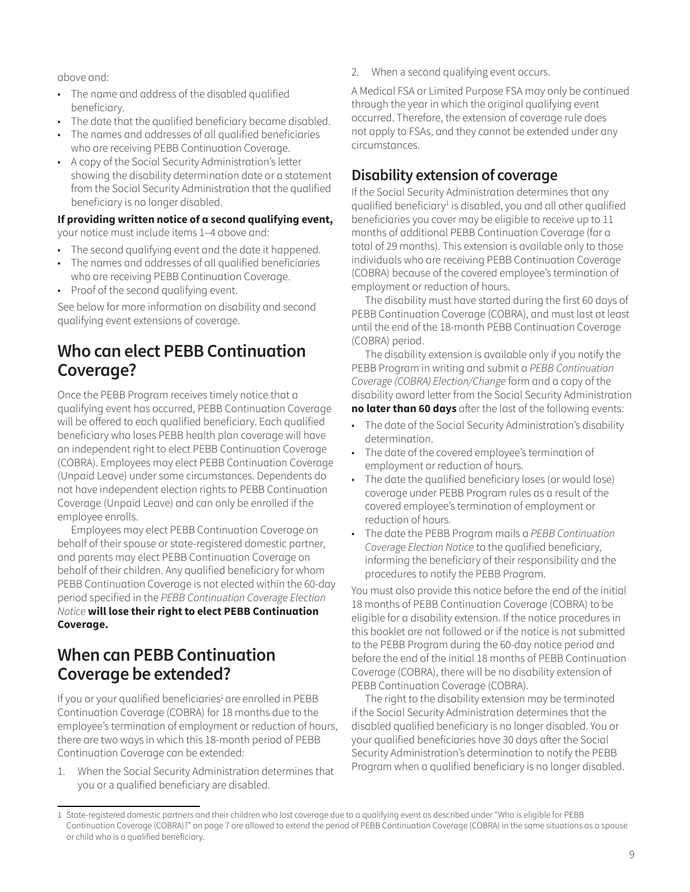above and:

- The name and address of the disabled qualified beneficiary.
- The date that the qualified beneficiary became disabled.
- The names and addresses of all qualified beneficiaries who are receiving PEBB Continuation Coverage.
- A copy of the Social Security Administration's letter showing the disability determination date or a statement from the Social Security Administration that the qualified beneficiary is no longer disabled.

**If providing written notice of a second qualifying event,** your notice must include items 1–4 above and:

- The second qualifying event and the date it happened.
- The names and addresses of all qualified beneficiaries who are receiving PEBB Continuation Coverage.
- Proof of the second qualifying event.

See below for more information on disability and second qualifying event extensions of coverage.

## Who can elect PEBB Continuation Coverage?

Once the PEBB Program receives timely notice that a qualifying event has occurred, PEBB Continuation Coverage will be offered to each qualified beneficiary. Each qualified beneficiary who loses PEBB health plan coverage will have an independent right to elect PEBB Continuation Coverage (COBRA). Employees may elect PEBB Continuation Coverage (Unpaid Leave) under some circumstances. Dependents do not have independent election rights to PEBB Continuation Coverage (Unpaid Leave) and can only be enrolled if the employee enrolls.

Employees may elect PEBB Continuation Coverage on behalf of their spouse or state-registered domestic partner, and parents may elect PEBB Continuation Coverage on behalf of their children. Any qualified beneficiary for whom PEBB Continuation Coverage is not elected within the 60-day period specified in the *PEBB Continuation Coverage Election Notice* **will lose their right to elect PEBB Continuation Coverage.**

## When can PEBB Continuation Coverage be extended?

If you or your qualified beneficiaries[1] are enrolled in PEBB Continuation Coverage (COBRA) for 18 months due to the employee's termination of employment or reduction of hours, there are two ways in which this 18-month period of PEBB Continuation Coverage can be extended:

1. When the Social Security Administration determines that you or a qualified beneficiary are disabled.
2. When a second qualifying event occurs.

A Medical FSA or Limited Purpose FSA may only be continued through the year in which the original qualifying event occurred. Therefore, the extension of coverage rule does not apply to FSAs, and they cannot be extended under any circumstances.

## Disability extension of coverage

If the Social Security Administration determines that any qualified beneficiary[1] is disabled, you and all other qualified beneficiaries you cover may be eligible to receive up to 11 months of additional PEBB Continuation Coverage (for a total of 29 months). This extension is available only to those individuals who are receiving PEBB Continuation Coverage (COBRA) because of the covered employee's termination of employment or reduction of hours.

The disability must have started during the first 60 days of PEBB Continuation Coverage (COBRA), and must last at least until the end of the 18-month PEBB Continuation Coverage (COBRA) period.

The disability extension is available only if you notify the PEBB Program in writing and submit a *PEBB Continuation Coverage (COBRA) Election/Change* form and a copy of the disability award letter from the Social Security Administration **no later than 60 days** after the last of the following events:

- The date of the Social Security Administration's disability determination.
- The date of the covered employee's termination of employment or reduction of hours.
- The date the qualified beneficiary loses (or would lose) coverage under PEBB Program rules as a result of the covered employee's termination of employment or reduction of hours.
- The date the PEBB Program mails a *PEBB Continuation Coverage Election Notice* to the qualified beneficiary, informing the beneficiary of their responsibility and the procedures to notify the PEBB Program.

You must also provide this notice before the end of the initial 18 months of PEBB Continuation Coverage (COBRA) to be eligible for a disability extension. If the notice procedures in this booklet are not followed or if the notice is not submitted to the PEBB Program during the 60-day notice period and before the end of the initial 18 months of PEBB Continuation Coverage (COBRA), there will be no disability extension of PEBB Continuation Coverage (COBRA).

The right to the disability extension may be terminated if the Social Security Administration determines that the disabled qualified beneficiary is no longer disabled. You or your qualified beneficiaries have 30 days after the Social Security Administration's determination to notify the PEBB Program when a qualified beneficiary is no longer disabled.

[1] State-registered domestic partners and their children who lost coverage due to a qualifying event as described under "Who is eligible for PEBB Continuation Coverage (COBRA)?" on page 7 are allowed to extend the period of PEBB Continuation Coverage (COBRA) in the same situations as a spouse or child who is a qualified beneficiary.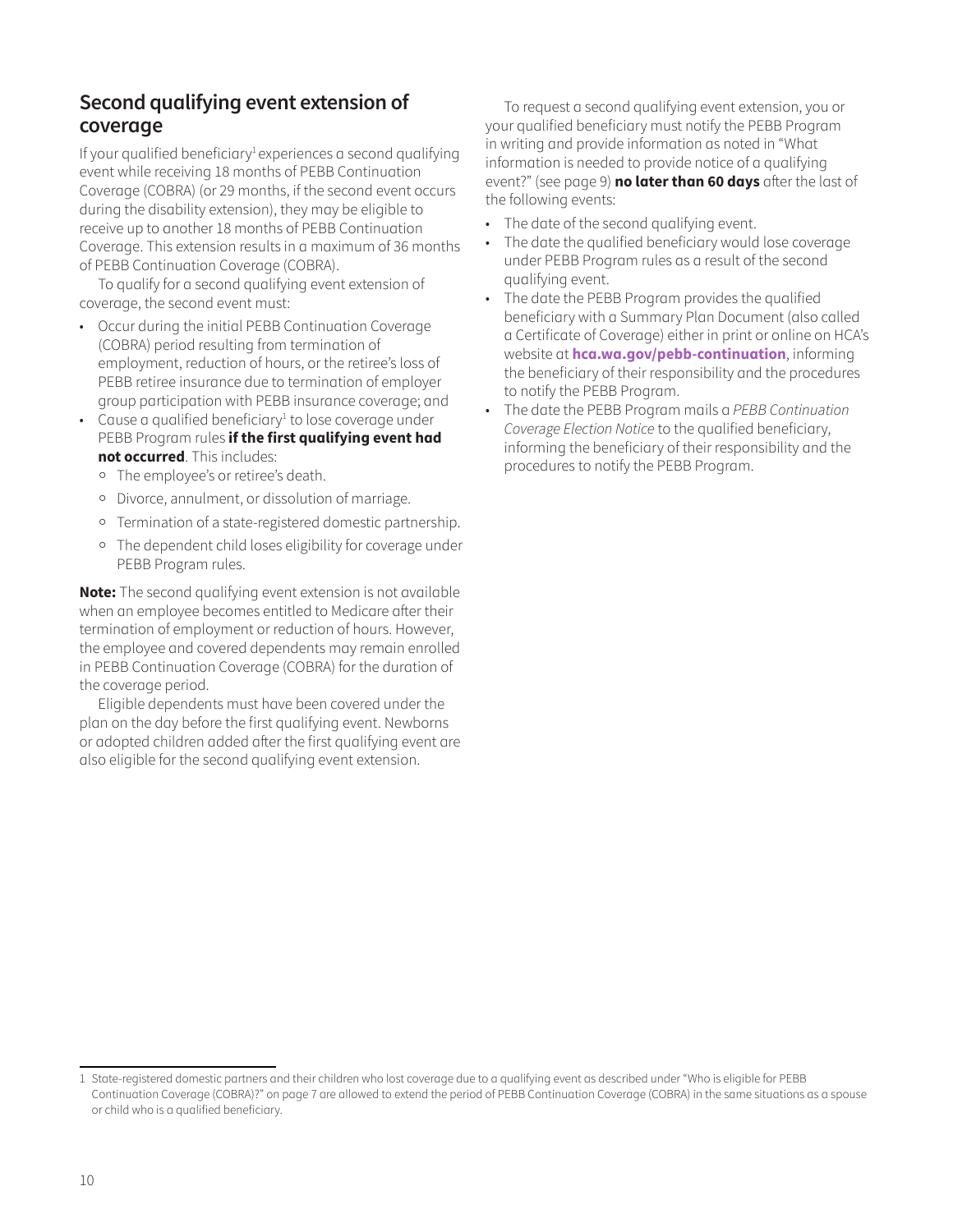## Second qualifying event extension of coverage

If your qualified beneficiary[1] experiences a second qualifying event while receiving 18 months of PEBB Continuation Coverage (COBRA) (or 29 months, if the second event occurs during the disability extension), they may be eligible to receive up to another 18 months of PEBB Continuation Coverage. This extension results in a maximum of 36 months of PEBB Continuation Coverage (COBRA).

To qualify for a second qualifying event extension of coverage, the second event must:

- Occur during the initial PEBB Continuation Coverage (COBRA) period resulting from termination of employment, reduction of hours, or the retiree's loss of PEBB retiree insurance due to termination of employer group participation with PEBB insurance coverage; and
- Cause a qualified beneficiary[1] to lose coverage under PEBB Program rules **if the first qualifying event had not occurred**. This includes:
  - The employee's or retiree's death.
  - Divorce, annulment, or dissolution of marriage.
  - Termination of a state-registered domestic partnership.
  - The dependent child loses eligibility for coverage under PEBB Program rules.

**Note:** The second qualifying event extension is not available when an employee becomes entitled to Medicare after their termination of employment or reduction of hours. However, the employee and covered dependents may remain enrolled in PEBB Continuation Coverage (COBRA) for the duration of the coverage period.

Eligible dependents must have been covered under the plan on the day before the first qualifying event. Newborns or adopted children added after the first qualifying event are also eligible for the second qualifying event extension.

To request a second qualifying event extension, you or your qualified beneficiary must notify the PEBB Program in writing and provide information as noted in "What information is needed to provide notice of a qualifying event?" (see page 9) **no later than 60 days** after the last of the following events:

- The date of the second qualifying event.
- The date the qualified beneficiary would lose coverage under PEBB Program rules as a result of the second qualifying event.
- The date the PEBB Program provides the qualified beneficiary with a Summary Plan Document (also called a Certificate of Coverage) either in print or online on HCA's website at **hca.wa.gov/pebb-continuation**, informing the beneficiary of their responsibility and the procedures to notify the PEBB Program.
- The date the PEBB Program mails a *PEBB Continuation Coverage Election Notice* to the qualified beneficiary, informing the beneficiary of their responsibility and the procedures to notify the PEBB Program.

---

1 State-registered domestic partners and their children who lost coverage due to a qualifying event as described under "Who is eligible for PEBB Continuation Coverage (COBRA)?" on page 7 are allowed to extend the period of PEBB Continuation Coverage (COBRA) in the same situations as a spouse or child who is a qualified beneficiary.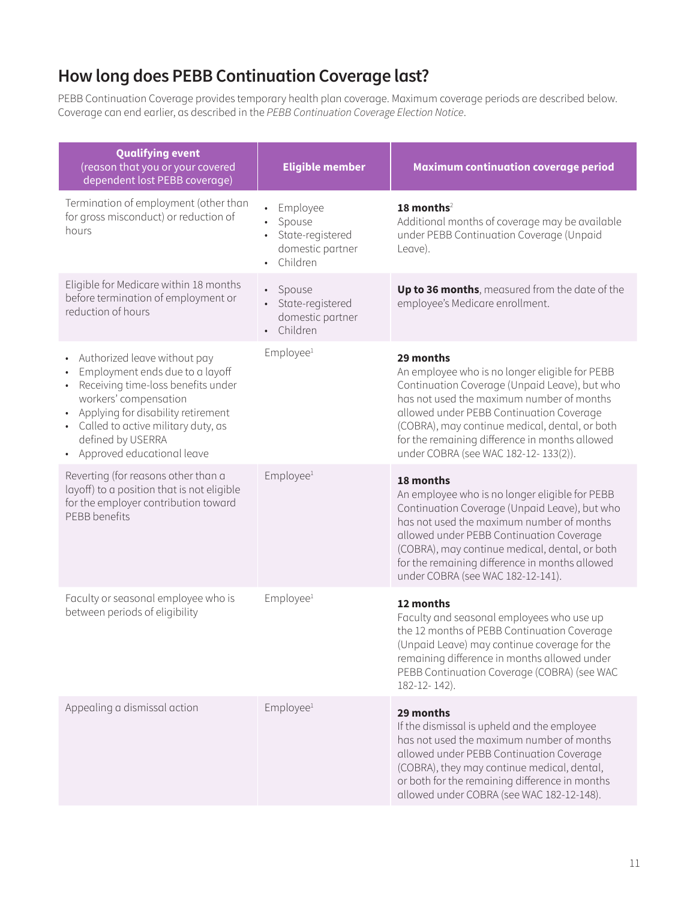## How long does PEBB Continuation Coverage last?

PEBB Continuation Coverage provides temporary health plan coverage. Maximum coverage periods are described below. Coverage can end earlier, as described in the *PEBB Continuation Coverage Election Notice*.

| **Qualifying event** (reason that you or your covered dependent lost PEBB coverage) | **Eligible member** | **Maximum continuation coverage period** |
|---|---|---|
| Termination of employment (other than for gross misconduct) or reduction of hours | • Employee<br>• Spouse<br>• State-registered domestic partner<br>• Children | **18 months**[2]<br>Additional months of coverage may be available under PEBB Continuation Coverage (Unpaid Leave). |
| Eligible for Medicare within 18 months before termination of employment or reduction of hours | • Spouse<br>• State-registered domestic partner<br>• Children | **Up to 36 months**, measured from the date of the employee's Medicare enrollment. |
| • Authorized leave without pay<br>• Employment ends due to a layoff<br>• Receiving time-loss benefits under workers' compensation<br>• Applying for disability retirement<br>• Called to active military duty, as defined by USERRA<br>• Approved educational leave | Employee[1] | **29 months**<br>An employee who is no longer eligible for PEBB Continuation Coverage (Unpaid Leave), but who has not used the maximum number of months allowed under PEBB Continuation Coverage (COBRA), may continue medical, dental, or both for the remaining difference in months allowed under COBRA (see WAC 182-12- 133(2)). |
| Reverting (for reasons other than a layoff) to a position that is not eligible for the employer contribution toward PEBB benefits | Employee[1] | **18 months**<br>An employee who is no longer eligible for PEBB Continuation Coverage (Unpaid Leave), but who has not used the maximum number of months allowed under PEBB Continuation Coverage (COBRA), may continue medical, dental, or both for the remaining difference in months allowed under COBRA (see WAC 182-12-141). |
| Faculty or seasonal employee who is between periods of eligibility | Employee[1] | **12 months**<br>Faculty and seasonal employees who use up the 12 months of PEBB Continuation Coverage (Unpaid Leave) may continue coverage for the remaining difference in months allowed under PEBB Continuation Coverage (COBRA) (see WAC 182-12- 142). |
| Appealing a dismissal action | Employee[1] | **29 months**<br>If the dismissal is upheld and the employee has not used the maximum number of months allowed under PEBB Continuation Coverage (COBRA), they may continue medical, dental, or both for the remaining difference in months allowed under COBRA (see WAC 182-12-148). |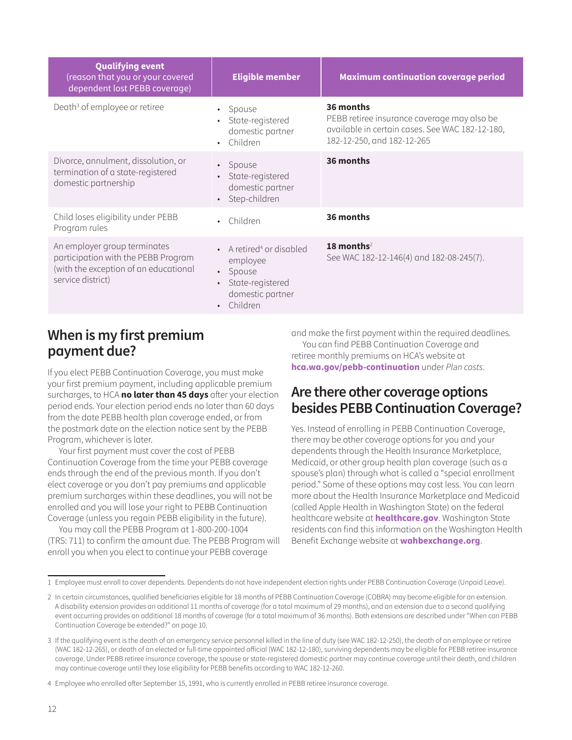| Qualifying event (reason that you or your covered dependent lost PEBB coverage) | Eligible member | Maximum continuation coverage period |
|---|---|---|
| Death[3] of employee or retiree | • Spouse<br>• State-registered domestic partner<br>• Children | **36 months**<br>PEBB retiree insurance coverage may also be available in certain cases. See WAC 182-12-180, 182-12-250, and 182-12-265 |
| Divorce, annulment, dissolution, or termination of a state-registered domestic partnership | • Spouse<br>• State-registered domestic partner<br>• Step-children | **36 months** |
| Child loses eligibility under PEBB Program rules | • Children | **36 months** |
| An employer group terminates participation with the PEBB Program (with the exception of an educational service district) | • A retired[4] or disabled employee<br>• Spouse<br>• State-registered domestic partner<br>• Children | **18 months**[2]<br>See WAC 182-12-146(4) and 182-08-245(7). |

## When is my first premium payment due?

If you elect PEBB Continuation Coverage, you must make your first premium payment, including applicable premium surcharges, to HCA **no later than 45 days** after your election period ends. Your election period ends no later than 60 days from the date PEBB health plan coverage ended, or from the postmark date on the election notice sent by the PEBB Program, whichever is later.

Your first payment must cover the cost of PEBB Continuation Coverage from the time your PEBB coverage ends through the end of the previous month. If you don't elect coverage or you don't pay premiums and applicable premium surcharges within these deadlines, you will not be enrolled and you will lose your right to PEBB Continuation Coverage (unless you regain PEBB eligibility in the future).

You may call the PEBB Program at 1-800-200-1004 (TRS: 711) to confirm the amount due. The PEBB Program will enroll you when you elect to continue your PEBB coverage and make the first payment within the required deadlines.

You can find PEBB Continuation Coverage and retiree monthly premiums on HCA's website at **hca.wa.gov/pebb-continuation** under *Plan costs*.

## Are there other coverage options besides PEBB Continuation Coverage?

Yes. Instead of enrolling in PEBB Continuation Coverage, there may be other coverage options for you and your dependents through the Health Insurance Marketplace, Medicaid, or other group health plan coverage (such as a spouse's plan) through what is called a "special enrollment period." Some of these options may cost less. You can learn more about the Health Insurance Marketplace and Medicaid (called Apple Health in Washington State) on the federal healthcare website at **healthcare.gov**. Washington State residents can find this information on the Washington Health Benefit Exchange website at **wahbexchange.org**.

---

1 Employee must enroll to cover dependents. Dependents do not have independent election rights under PEBB Continuation Coverage (Unpaid Leave).

2 In certain circumstances, qualified beneficiaries eligible for 18 months of PEBB Continuation Coverage (COBRA) may become eligible for an extension. A disability extension provides an additional 11 months of coverage (for a total maximum of 29 months), and an extension due to a second qualifying event occurring provides an additional 18 months of coverage (for a total maximum of 36 months). Both extensions are described under "When can PEBB Continuation Coverage be extended?" on page 10.

3 If the qualifying event is the death of an emergency service personnel killed in the line of duty (see WAC 182-12-250), the death of an employee or retiree (WAC 182-12-265), or death of an elected or full-time appointed official (WAC 182-12-180), surviving dependents may be eligible for PEBB retiree insurance coverage. Under PEBB retiree insurance coverage, the spouse or state-registered domestic partner may continue coverage until their death, and children may continue coverage until they lose eligibility for PEBB benefits according to WAC 182-12-260.

4 Employee who enrolled after September 15, 1991, who is currently enrolled in PEBB retiree insurance coverage.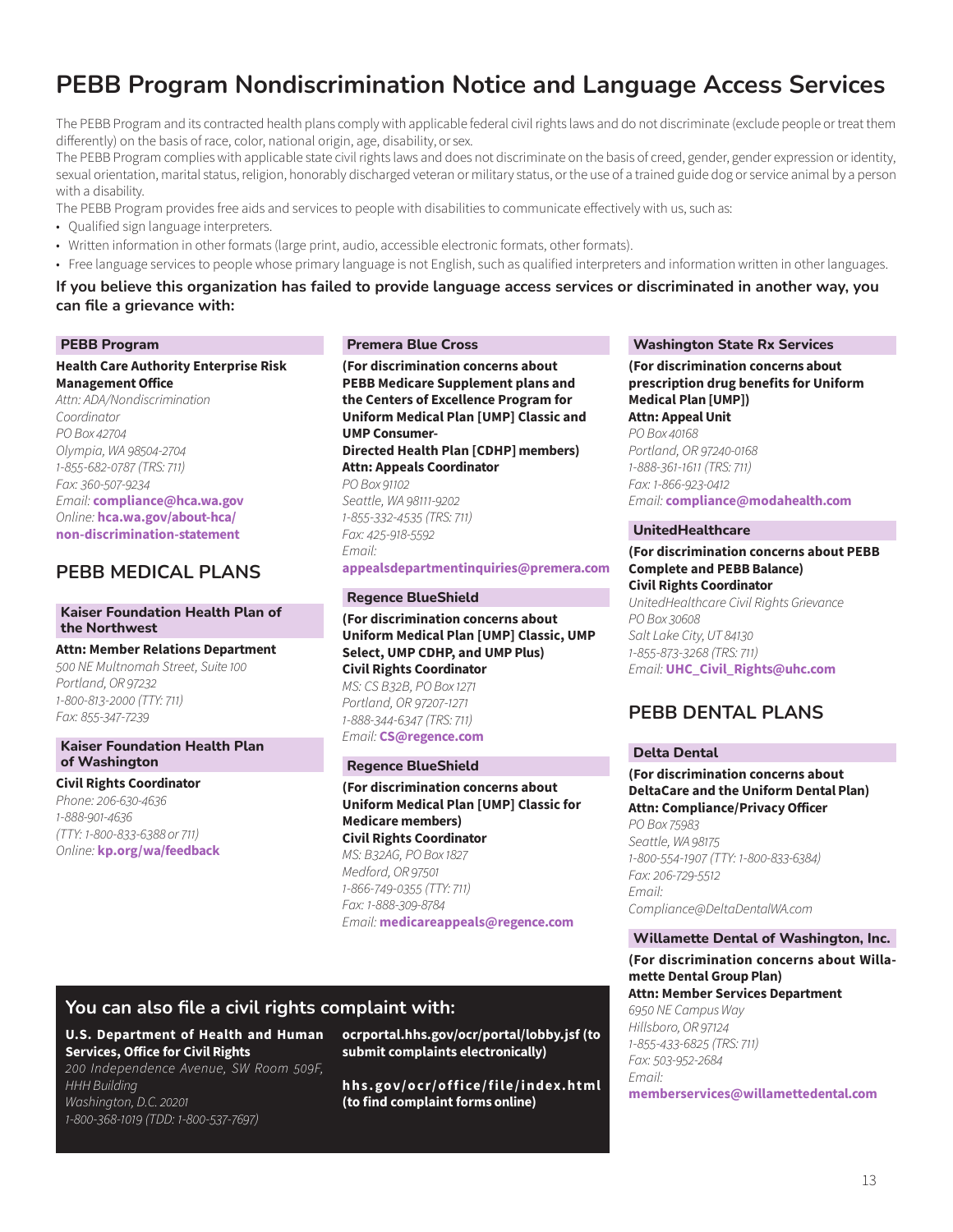# PEBB Program Nondiscrimination Notice and Language Access Services

The PEBB Program and its contracted health plans comply with applicable federal civil rights laws and do not discriminate (exclude people or treat them differently) on the basis of race, color, national origin, age, disability, or sex.

The PEBB Program complies with applicable state civil rights laws and does not discriminate on the basis of creed, gender, gender expression or identity, sexual orientation, marital status, religion, honorably discharged veteran or military status, or the use of a trained guide dog or service animal by a person with a disability.

The PEBB Program provides free aids and services to people with disabilities to communicate effectively with us, such as:

- Qualified sign language interpreters.
- Written information in other formats (large print, audio, accessible electronic formats, other formats).
- Free language services to people whose primary language is not English, such as qualified interpreters and information written in other languages.

**If you believe this organization has failed to provide language access services or discriminated in another way, you can file a grievance with:**

### PEBB Program

**Health Care Authority Enterprise Risk Management Office**
*Attn: ADA/Nondiscrimination Coordinator*
*PO Box 42704*
*Olympia, WA 98504-2704*
*1-855-682-0787 (TRS: 711)*
*Fax: 360-507-9234*
*Email:* **compliance@hca.wa.gov**
*Online:* **hca.wa.gov/about-hca/non-discrimination-statement**

## PEBB MEDICAL PLANS

### Kaiser Foundation Health Plan of the Northwest

**Attn: Member Relations Department**
*500 NE Multnomah Street, Suite 100*
*Portland, OR 97232*
*1-800-813-2000 (TTY: 711)*
*Fax: 855-347-7239*

### Kaiser Foundation Health Plan of Washington

**Civil Rights Coordinator**
*Phone: 206-630-4636*
*1-888-901-4636*
*(TTY: 1-800-833-6388 or 711)*
*Online:* **kp.org/wa/feedback**

### Premera Blue Cross

**(For discrimination concerns about PEBB Medicare Supplement plans and the Centers of Excellence Program for Uniform Medical Plan [UMP] Classic and UMP Consumer-Directed Health Plan [CDHP] members)**
**Attn: Appeals Coordinator**
*PO Box 91102*
*Seattle, WA 98111-9202*
*1-855-332-4535 (TRS: 711)*
*Fax: 425-918-5592*
*Email:*
**appealsdepartmentinquiries@premera.com**

### Regence BlueShield

**(For discrimination concerns about Uniform Medical Plan [UMP] Classic, UMP Select, UMP CDHP, and UMP Plus)**
**Civil Rights Coordinator**
*MS: CS B32B, PO Box 1271*
*Portland, OR 97207-1271*
*1-888-344-6347 (TRS: 711)*
*Email:* **CS@regence.com**

### Regence BlueShield

**(For discrimination concerns about Uniform Medical Plan [UMP] Classic for Medicare members)**
**Civil Rights Coordinator**
*MS: B32AG, PO Box 1827*
*Medford, OR 97501*
*1-866-749-0355 (TTY: 711)*
*Fax: 1-888-309-8784*
*Email:* **medicareappeals@regence.com**

### Washington State Rx Services

**(For discrimination concerns about prescription drug benefits for Uniform Medical Plan [UMP])**
**Attn: Appeal Unit**
*PO Box 40168*
*Portland, OR 97240-0168*
*1-888-361-1611 (TRS: 711)*
*Fax: 1-866-923-0412*
*Email:* **compliance@modahealth.com**

### UnitedHealthcare

**(For discrimination concerns about PEBB Complete and PEBB Balance)**
**Civil Rights Coordinator**
*UnitedHealthcare Civil Rights Grievance*
*PO Box 30608*
*Salt Lake City, UT 84130*
*1-855-873-3268 (TRS: 711)*
*Email:* **UHC_Civil_Rights@uhc.com**

## PEBB DENTAL PLANS

### Delta Dental

**(For discrimination concerns about DeltaCare and the Uniform Dental Plan)**
**Attn: Compliance/Privacy Officer**
*PO Box 75983*
*Seattle, WA 98175*
*1-800-554-1907 (TTY: 1-800-833-6384)*
*Fax: 206-729-5512*
*Email:*
*Compliance@DeltaDentalWA.com*

### Willamette Dental of Washington, Inc.

**(For discrimination concerns about Willamette Dental Group Plan)**
**Attn: Member Services Department**
*6950 NE Campus Way*
*Hillsboro, OR 97124*
*1-855-433-6825 (TRS: 711)*
*Fax: 503-952-2684*
*Email:*
**memberservices@willamettedental.com**

## You can also file a civil rights complaint with:

**U.S. Department of Health and Human Services, Office for Civil Rights**
*200 Independence Avenue, SW Room 509F, HHH Building*
*Washington, D.C. 20201*
*1-800-368-1019 (TDD: 1-800-537-7697)*

**ocrportal.hhs.gov/ocr/portal/lobby.jsf (to submit complaints electronically)**

**hhs.gov/ocr/office/file/index.html (to find complaint forms online)**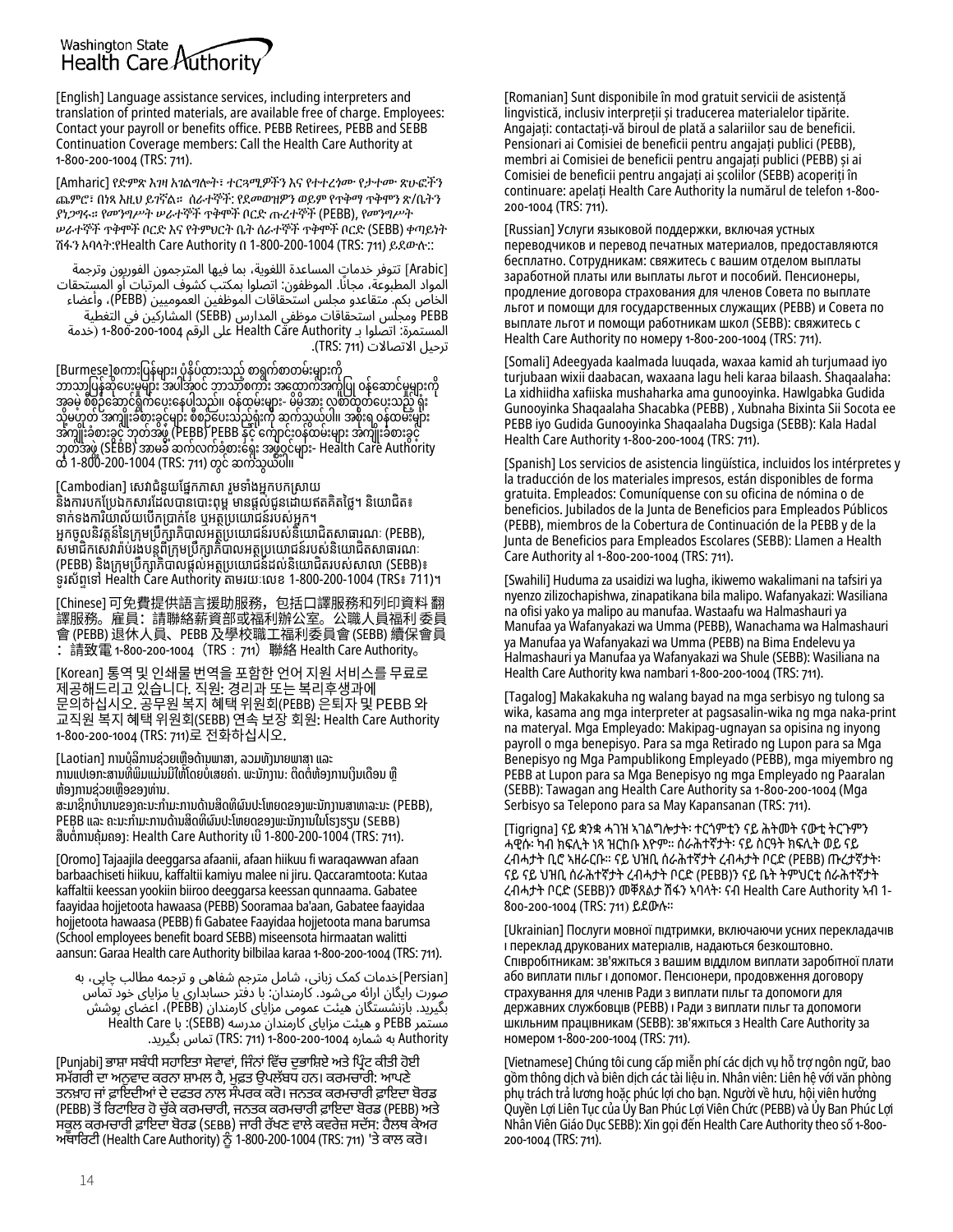Washington State Health Care Authority

[English] Language assistance services, including interpreters and translation of printed materials, are available free of charge. Employees: Contact your payroll or benefits office. PEBB Retirees, PEBB and SEBB Continuation Coverage members: Call the Health Care Authority at 1-800-200-1004 (TRS: 711).

[Amharic] የድምጽ እገዛ አገልግሎት፣ ተርጓሚዎችን እና የተተረጎሙ ጽሁፎችን ጨምሮ፣ በነጻ እዚህ ይገኛል። ሰራተኞች: የደመወዝዎን ወይም የጥቅማ ጥቅሞን ጽ/ቤትን ያነጋግሩ። የመንግሥት ሠራተኞች ጥቅሞች ቦርድ ጡረተኞች (PEBB), የመንግሥት ሠራተኞች ጥቅሞች ቦርድ እና የትምህርት ቤት ሰራተኞች ጥቅሞች ቦርድ (SEBB) ቀጣይነት ሽፋን አባላት:የHealth Care Authority በ 1-800-200-1004 (TRS: 711) ይደውሉ::

[Arabic] تتوفر خدمات المساعدة اللغوية، بما فيها المترجمون الفوريون وترجمة المواد المطبوعة، مجانًا. الموظفون: اتصلوا بمكتب كشوف المرتبات أو المستحقات الخاص بكم. متقاعدو مجلس استحقاقات الموظفين العموميين (PEBB)، وأعضاء PEBB ومجلس استحقاقات موظفي المدارس (SEBB) المشاركين في التغطية المستمرة: اتصلوا بـ Health Care Authority على الرقم 1004-200-800-1 (خدمة ترحيل الاتصالات (TRS: 711).

[Burmese] စကားပြန်များ၊ ပုံနှိပ်ထားသည့် စာရွက်စာတမ်းများကို ဘာသာပြန်ဆိုပေးမှုများ အပါအဝင် ဘာသာစကား အထောက်အကူပြု ဝန်ဆောင်မှုများကို အခမဲ့ စီစဉ်ဆောင်ရွက်ပေးနေပါသည်။ ဝန်ထမ်းများ- မိမိအား လစာထုတ်ပေးသည့် ရုံး သို့မဟုတ် အကျိုးခံစားခွင့်များ စီစဉ်ပေးသည့်ရုံးကို ဆက်သွယ်ပါ။ အစိုးရ ဝန်ထမ်းများ အကျိုးခံစားခွင့် ဘုတ်အဖွဲ့ (PEBB) PEBB နှင့် ကျောင်းဝန်ထမ်းများ အကျိုးခံစားခွင့် ဘုတ်အဖွဲ့ (SEBB) အာမခံ ဆက်လက်ခံစားရေး အဖွဲ့ဝင်များ- Health Care Authority ထံ 1-800-200-1004 (TRS: 711) တွင် ဆက်သွယ်ပါ။

[Cambodian] សេវាជំនួយផ្នែកភាសា រួមទាំងអ្នកបកស្រាយ និងការបកប្រែឯកសារដែលបានបោះពុម្ព មានផ្តល់ជូនដោយឥតគិតថ្លៃ។ និយោជិត៖ ទាក់ទងការិយាល័យបើកប្រាក់ខែ ឬអត្ថប្រយោជន៍របស់អ្នក។ អ្នកចូលនិវត្តន៍នៃក្រុមប្រឹក្សាភិបាលអត្ថប្រយោជន៍របស់និយោជិតសាធារណៈ (PEBB), សមាជិកសេវាបន្តនៃក្រុមប្រឹក្សាភិបាលអត្ថប្រយោជន៍របស់និយោជិតសាធារណៈ (PEBB) និងក្រុមប្រឹក្សាភិបាលផ្តល់អត្ថប្រយោជន៍ដល់និយោជិតរបស់សាលា (SEBB)៖ ទូរស័ព្ទទៅ Health Care Authority តាមរយៈលេខ 1-800-200-1004 (TRS៖ 711)។

[Chinese] 可免費提供語言援助服務，包括口譯服務和列印資料 翻譯服務。雇員：請聯絡薪資部或福利辦公室。公職人員福利 委員會 (PEBB) 退休人員、PEBB 及學校職工福利委員會 (SEBB) 續保會員：請致電 1-800-200-1004（TRS：711）聯絡 Health Care Authority。

[Korean] 통역 및 인쇄물 번역을 포함한 언어 지원 서비스를 무료로 제공해드리고 있습니다. 직원: 경리과 또는 복리후생과에 문의하십시오. 공무원 복지 혜택 위원회(PEBB) 은퇴자 및 PEBB 와 교직원 복지 혜택 위원회(SEBB) 연속 보장 회원: Health Care Authority 1-800-200-1004 (TRS: 711)로 전화하십시오.

[Laotian] ການບໍລິການຊ່ວຍເຫຼືອດ້ານພາສາ, ລວມທັງນາຍພາສາ ແລະ ການແປເອກະສານທີ່ພິມແມ່ນມີໃຫ້ໂດຍບໍ່ເສຍຄ່າ. ພະນັກງານ: ຕິດຕໍ່ຫ້ອງການເງິນເດືອນ ຫຼື ຫ້ອງການຊ່ວຍເຫຼືອຂອງທ່ານ. ສະມາຊິກບໍານານຂອງຄະນະກໍາມະການດ້ານສິດທິຜົນປະໂຫຍດຂອງພະນັກງານສາທາລະນະ (PEBB), PEBB ແລະ ຄະນະກໍາມະການດ້ານສິດທິຜົນປະໂຫຍດຂອງພະນັກງານໃນໂຮງຮຽນ (SEBB) ສືບຕໍ່ການຄຸ້ມຄອງ: Health Care Authority ເບີ 1-800-200-1004 (TRS: 711).

[Oromo] Tajaajila deeggarsa afaanii, afaan hiikuu fi waraqaawwan afaan barbaachiseti hiikuu, kaffaltii kamiyu malee ni jiru. Qaccaramtoota: Kutaa kaffaltii keessan yookiin biiroo deeggarsa keessan qunnaama. Gabatee faayidaa hojjetoota hawaasa (PEBB) Sooramaa ba'aan, Gabatee faayidaa hojjetoota hawaasa (PEBB) fi Gabatee Faayidaa hojjetoota mana barumsa (School employees benefit board SEBB) miseensota hirmaatan walitti aansun: Garaa Health care Authority bilbilaa karaa 1-800-200-1004 (TRS: 711).

[Persian]خدمات کمک زبانی، شامل مترجم شفاهی و ترجمه مطالب چاپی، به صورت رایگان ارائه میشود. کارمندان: با دفتر حسابداری یا مزایای خود تماس بگیرید. بازنشستگان هیئت عمومی مزایای کارمندان (PEBB)، اعضای پوشش مستمر PEBB و هیئت مزایای کارمندان مدرسه (SEBB): با Health Care Authority به شماره 1004-200-800-1 (TRS: 711) تماس بگیرید.

[Punjabi] ਭਾਸ਼ਾ ਸਬੰਧੀ ਸਹਾਇਤਾ ਸੇਵਾਵਾਂ, ਜਿੰਨਾਂ ਵਿੱਚ ਦੁਭਾਸ਼ਿਏ ਅਤੇ ਪ੍ਰਿੰਟ ਕੀਤੀ ਹੋਈ ਸਮੱਗਰੀ ਦਾ ਅਨੁਵਾਦ ਕਰਨਾ ਸ਼ਾਮਲ ਹੈ, ਮੁਫ਼ਤ ਉਪਲੱਬਧ ਹਨ। ਕਰਮਚਾਰੀ: ਆਪਣੇ ਤਨਖ਼ਾਹ ਜਾਂ ਫ਼ਾਇਦਿਆਂ ਦੇ ਦਫ਼ਤਰ ਨਾਲ ਸੰਪਰਕ ਕਰੋ। ਜਨਤਕ ਕਰਮਚਾਰੀ ਫ਼ਾਇਦਾ ਬੋਰਡ (PEBB) ਤੋਂ ਰਿਟਾਇਰ ਹੋ ਚੁੱਕੇ ਕਰਮਚਾਰੀ, ਜਨਤਕ ਕਰਮਚਾਰੀ ਫ਼ਾਇਦਾ ਬੋਰਡ (PEBB) ਅਤੇ ਸਕੂਲ ਕਰਮਚਾਰੀ ਫ਼ਾਇਦਾ ਬੋਰਡ (SEBB) ਜਾਰੀ ਰੱਖਣ ਵਾਲੇ ਕਵਰੇਜ ਸਦੱਸ: ਹੈਲਥ ਕੇਅਰ ਅਥਾਰਿਟੀ (Health Care Authority) ਨੂੰ 1-800-200-1004 (TRS: 711) 'ਤੇ ਕਾਲ ਕਰੋ।

[Romanian] Sunt disponibile în mod gratuit servicii de asistență lingvistică, inclusiv interpreții și traducerea materialelor tipărite. Angajați: contactați-vă biroul de plată a salariilor sau de beneficii. Pensionari ai Comisiei de beneficii pentru angajații publici (PEBB), membri ai Comisiei de beneficii pentru angajați publici (PEBB) și ai Comisiei de beneficii pentru angajați ai școlilor (SEBB) acoperiți în continuare: apelați Health Care Authority la numărul de telefon 1-800-200-1004 (TRS: 711).

[Russian] Услуги языковой поддержки, включая устных переводчиков и перевод печатных материалов, предоставляются бесплатно. Сотрудникам: свяжитесь с вашим отделом выплаты заработной платы или выплаты льгот и пособий. Пенсионеры, продление договора страхования для членов Совета по выплате льгот и помощи для государственных служащих (PEBB) и Совета по выплате льгот и помощи работникам школ (SEBB): свяжитесь с Health Care Authority по номеру 1-800-200-1004 (TRS: 711).

[Somali] Adeegyada kaalmada luuqada, waxaa kamid ah turjumaad iyo turjubaan wixii daabacan, waxaana lagu heli karaa bilaash. Shaqaalaha: La xidhiidha xafiiska mushaharka ama gunooyinka. Hawlgabka Gudida Gunooyinka Shaqaalaha Shacabka (PEBB) , Xubnaha Bixinta Sii Socota ee PEBB iyo Gudida Gunooyinka Shaqaalaha Dugsiga (SEBB): Kala Hadal Health Care Authority 1-800-200-1004 (TRS: 711).

[Spanish] Los servicios de asistencia lingüística, incluidos los intérpretes y la traducción de los materiales impresos, están disponibles de forma gratuita. Empleados: Comuníquense con su oficina de nómina o de beneficios. Jubilados de la Junta de Beneficios para Empleados Públicos (PEBB), miembros de la Cobertura de Continuación de la PEBB y de la Junta de Beneficios para Empleados Escolares (SEBB): Llamen a Health Care Authority al 1-800-200-1004 (TRS: 711).

[Swahili] Huduma za usaidizi wa lugha, ikiwemo wakalimani na tafsiri ya nyenzo zilizochapishwa, zinapatikana bila malipo. Wafanyakazi: Wasiliana na ofisi yako ya malipo au manufaa. Wastaafu wa Halmashauri ya Manufaa ya Wafanyakazi wa Umma (PEBB), Wanachama wa Halmashauri ya Manufaa ya Wafanyakazi wa Umma (PEBB) na Bima Endelevu ya Halmashauri ya Manufaa ya Wafanyakazi wa Shule (SEBB): Wasiliana na Health Care Authority kwa nambari 1-800-200-1004 (TRS: 711).

[Tagalog] Makakakuha ng walang bayad na mga serbisyo ng tulong sa wika, kasama ang mga interpreter at pagsasalin-wika ng mga naka-print na materyal. Mga Empleyado: Makipag-ugnayan sa opisina ng inyong payroll o mga benepisyo. Para sa mga Retirado ng Lupon para sa Mga Benepisyo ng Mga Pampublikong Empleyado (PEBB), mga miyembro ng PEBB at Lupon para sa Mga Benepisyo ng mga Empleyado ng Paaralan (SEBB): Tawagan ang Health Care Authority sa 1-800-200-1004 (Mga Serbisyo sa Telepono para sa May Kapansanan (TRS: 711).

[Tigrigna] ናይ ቋንቋ ሓገዝ ኣገልግሎታት፡ ተርጎምቲን ናይ ሕትመት ናውቲ ትርጉምን ሓዊሱ ካብ ክፍሊት ነጻ ዝርከቡ እዮም። ሰራሕተኛታት፡ ናይ ስርዓት ክፍሊት ወይ ናይ ረብሓታት ቢሮ ኣዘራርቡ። ናይ ህዝቢ ሰራሕተኛታት ረብሓታት ቦርድ (PEBB) ጡረተኛታት፡ ናይ ናይ ህዝቢ ሰራሕተኛታት ረብሓታት ቦርድ (PEBB)ን ናይ ቤት ትምህርቲ ሰራሕተኛታት ረብሓታት ቦርድ (SEBB)ን መቐጸልታ ሽፋን ኣባላት፡ ናብ Health Care Authority ኣብ 1-800-200-1004 (TRS: 711) ይደውሉ።

[Ukrainian] Послуги мовної підтримки, включаючи усних перекладачів і переклад друкованих матеріалів, надаються безкоштовно. Співробітникам: зв'яжіться з вашим відділом виплати заробітної плати або виплати пільг і допомог. Пенсіонери, продовження договору страхування для членів Ради з виплати пільг та допомоги для державних службовців (PEBB) і Ради з виплати пільг та допомоги шкільним працівникам (SEBB): зв'яжіться з Health Care Authority за номером 1-800-200-1004 (TRS: 711).

[Vietnamese] Chúng tôi cung cấp miễn phí các dịch vụ hỗ trợ ngôn ngữ, bao gồm thông dịch và biên dịch các tài liệu in. Nhân viên: Liên hệ với văn phòng phụ trách trả lương hoặc phúc lợi cho bạn. Người về hưu, hội viên hưởng Quyền Lợi Liên Tục của Ủy Ban Phúc Lợi Viên Chức (PEBB) và Ủy Ban Phúc Lợi Nhân Viên Giáo Dục SEBB): Xin gọi đến Health Care Authority theo số 1-800-200-1004 (TRS: 711).